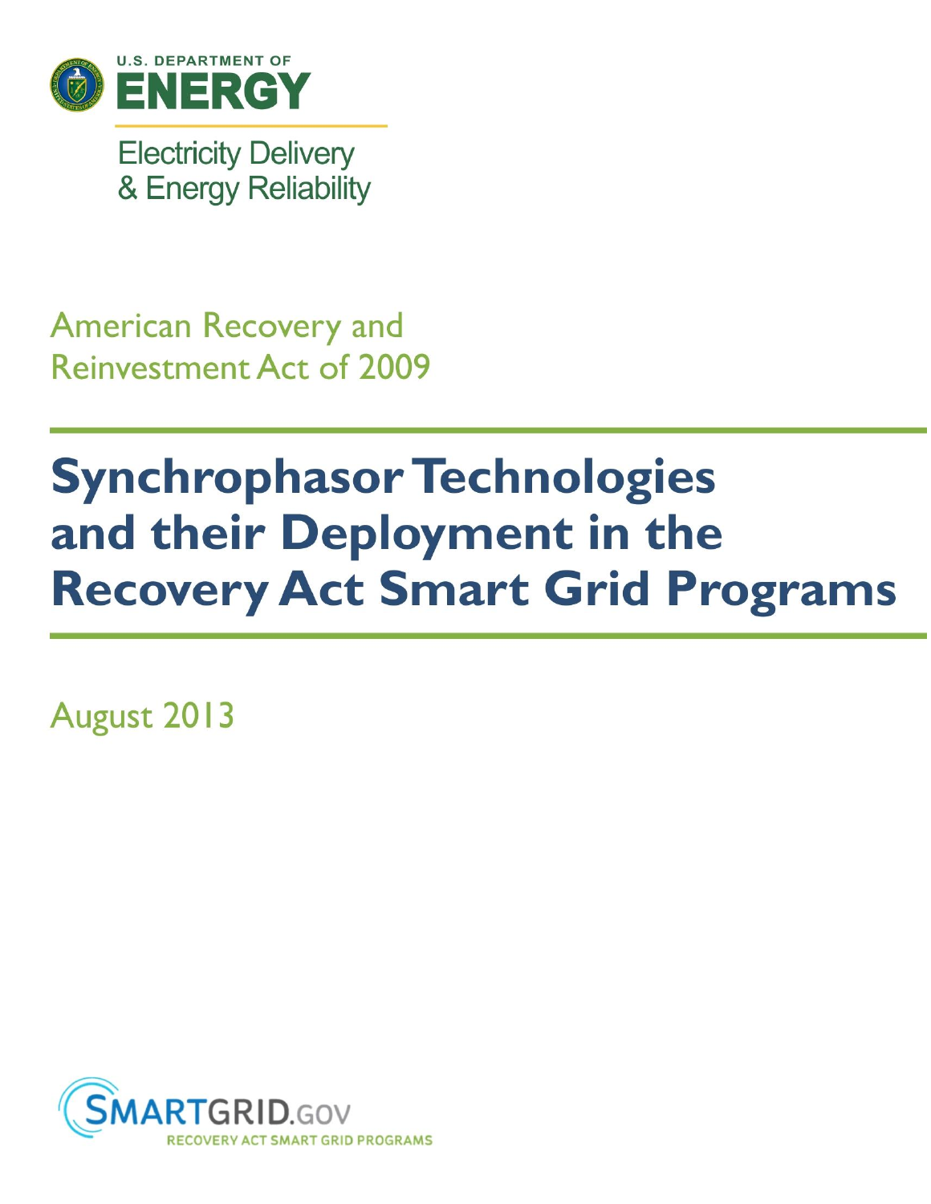U.S. DEPARTMENT OF

**ENERGY**

Electricity Delivery
& Energy Reliability

American Recovery and
Reinvestment Act of 2009

# Synchrophasor Technologies and their Deployment in the Recovery Act Smart Grid Programs

August 2013

SMARTGRID.GOV
RECOVERY ACT SMART GRID PROGRAMS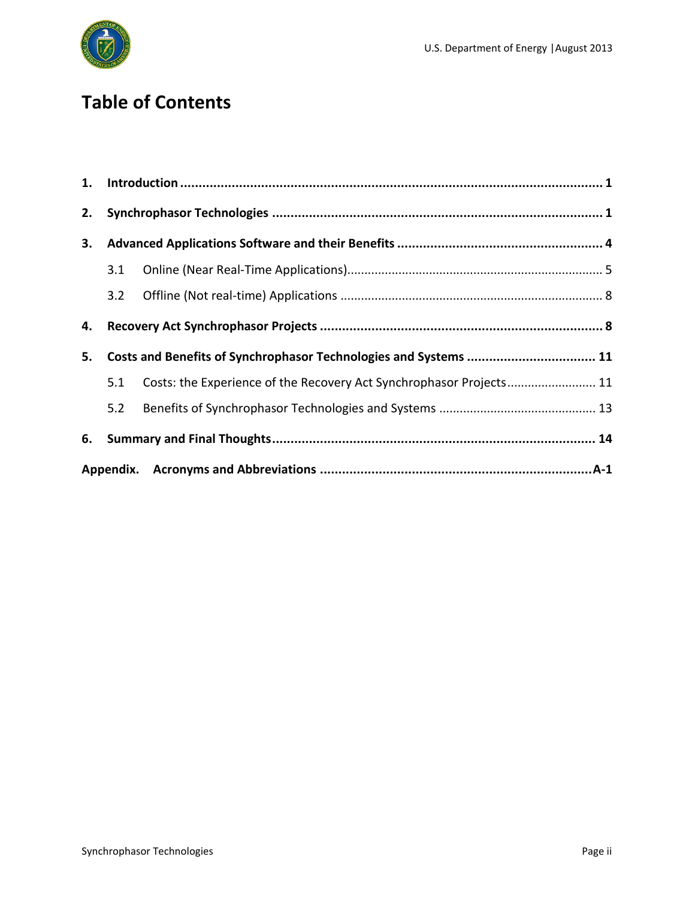# Table of Contents

**1. Introduction ..................................................................................................................... 1**

**2. Synchrophasor Technologies ............................................................................................ 1**

**3. Advanced Applications Software and their Benefits ......................................................... 4**

3.1 Online (Near Real-Time Applications)........................................................................... 5

3.2 Offline (Not real-time) Applications ............................................................................. 8

**4. Recovery Act Synchrophasor Projects ............................................................................... 8**

**5. Costs and Benefits of Synchrophasor Technologies and Systems ................................... 11**

5.1 Costs: the Experience of the Recovery Act Synchrophasor Projects.......................... 11

5.2 Benefits of Synchrophasor Technologies and Systems ............................................. 13

**6. Summary and Final Thoughts......................................................................................... 14**

**Appendix. Acronyms and Abbreviations ..........................................................................A-1**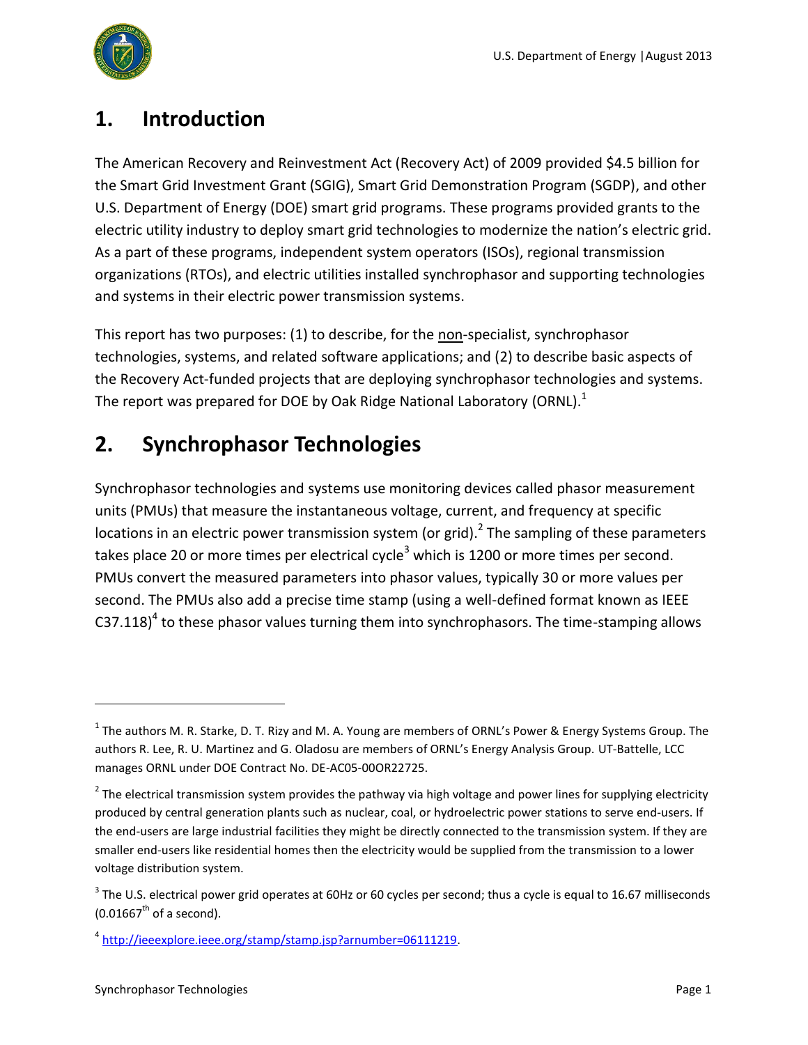# 1. Introduction

The American Recovery and Reinvestment Act (Recovery Act) of 2009 provided $4.5 billion for the Smart Grid Investment Grant (SGIG), Smart Grid Demonstration Program (SGDP), and other U.S. Department of Energy (DOE) smart grid programs. These programs provided grants to the electric utility industry to deploy smart grid technologies to modernize the nation's electric grid. As a part of these programs, independent system operators (ISOs), regional transmission organizations (RTOs), and electric utilities installed synchrophasor and supporting technologies and systems in their electric power transmission systems.

This report has two purposes: (1) to describe, for the non-specialist, synchrophasor technologies, systems, and related software applications; and (2) to describe basic aspects of the Recovery Act-funded projects that are deploying synchrophasor technologies and systems. The report was prepared for DOE by Oak Ridge National Laboratory (ORNL).[1]

# 2. Synchrophasor Technologies

Synchrophasor technologies and systems use monitoring devices called phasor measurement units (PMUs) that measure the instantaneous voltage, current, and frequency at specific locations in an electric power transmission system (or grid).[2] The sampling of these parameters takes place 20 or more times per electrical cycle[3] which is 1200 or more times per second. PMUs convert the measured parameters into phasor values, typically 30 or more values per second. The PMUs also add a precise time stamp (using a well-defined format known as IEEE C37.118)[4] to these phasor values turning them into synchrophasors. The time-stamping allows

---

[1] The authors M. R. Starke, D. T. Rizy and M. A. Young are members of ORNL's Power & Energy Systems Group. The authors R. Lee, R. U. Martinez and G. Oladosu are members of ORNL's Energy Analysis Group. UT-Battelle, LCC manages ORNL under DOE Contract No. DE-AC05-00OR22725.

[2] The electrical transmission system provides the pathway via high voltage and power lines for supplying electricity produced by central generation plants such as nuclear, coal, or hydroelectric power stations to serve end-users. If the end-users are large industrial facilities they might be directly connected to the transmission system. If they are smaller end-users like residential homes then the electricity would be supplied from the transmission to a lower voltage distribution system.

[3] The U.S. electrical power grid operates at 60Hz or 60 cycles per second; thus a cycle is equal to 16.67 milliseconds (0.01667th of a second).

[4] http://ieeexplore.ieee.org/stamp/stamp.jsp?arnumber=06111219.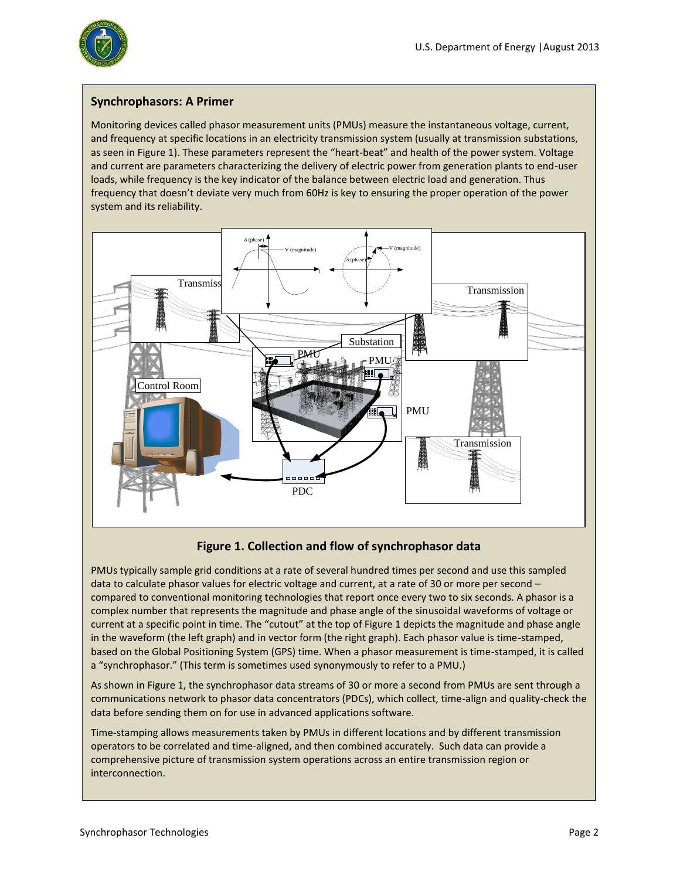## Synchrophasors: A Primer

Monitoring devices called phasor measurement units (PMUs) measure the instantaneous voltage, current, and frequency at specific locations in an electricity transmission system (usually at transmission substations, as seen in Figure 1). These parameters represent the "heart-beat" and health of the power system. Voltage and current are parameters characterizing the delivery of electric power from generation plants to end-user loads, while frequency is the key indicator of the balance between electric load and generation. Thus frequency that doesn't deviate very much from 60Hz is key to ensuring the proper operation of the power system and its reliability.

δ (phase)
V (magnitude)
t
V (magnitude)
δ (phase)
Transmission
Transmission
Substation
PMU
PMU
PMU
Control Room
Transmission
PDC

**Figure 1. Collection and flow of synchrophasor data**

PMUs typically sample grid conditions at a rate of several hundred times per second and use this sampled data to calculate phasor values for electric voltage and current, at a rate of 30 or more per second – compared to conventional monitoring technologies that report once every two to six seconds. A phasor is a complex number that represents the magnitude and phase angle of the sinusoidal waveforms of voltage or current at a specific point in time. The "cutout" at the top of Figure 1 depicts the magnitude and phase angle in the waveform (the left graph) and in vector form (the right graph). Each phasor value is time-stamped, based on the Global Positioning System (GPS) time. When a phasor measurement is time-stamped, it is called a "synchrophasor." (This term is sometimes used synonymously to refer to a PMU.)

As shown in Figure 1, the synchrophasor data streams of 30 or more a second from PMUs are sent through a communications network to phasor data concentrators (PDCs), which collect, time-align and quality-check the data before sending them on for use in advanced applications software.

Time-stamping allows measurements taken by PMUs in different locations and by different transmission operators to be correlated and time-aligned, and then combined accurately. Such data can provide a comprehensive picture of transmission system operations across an entire transmission region or interconnection.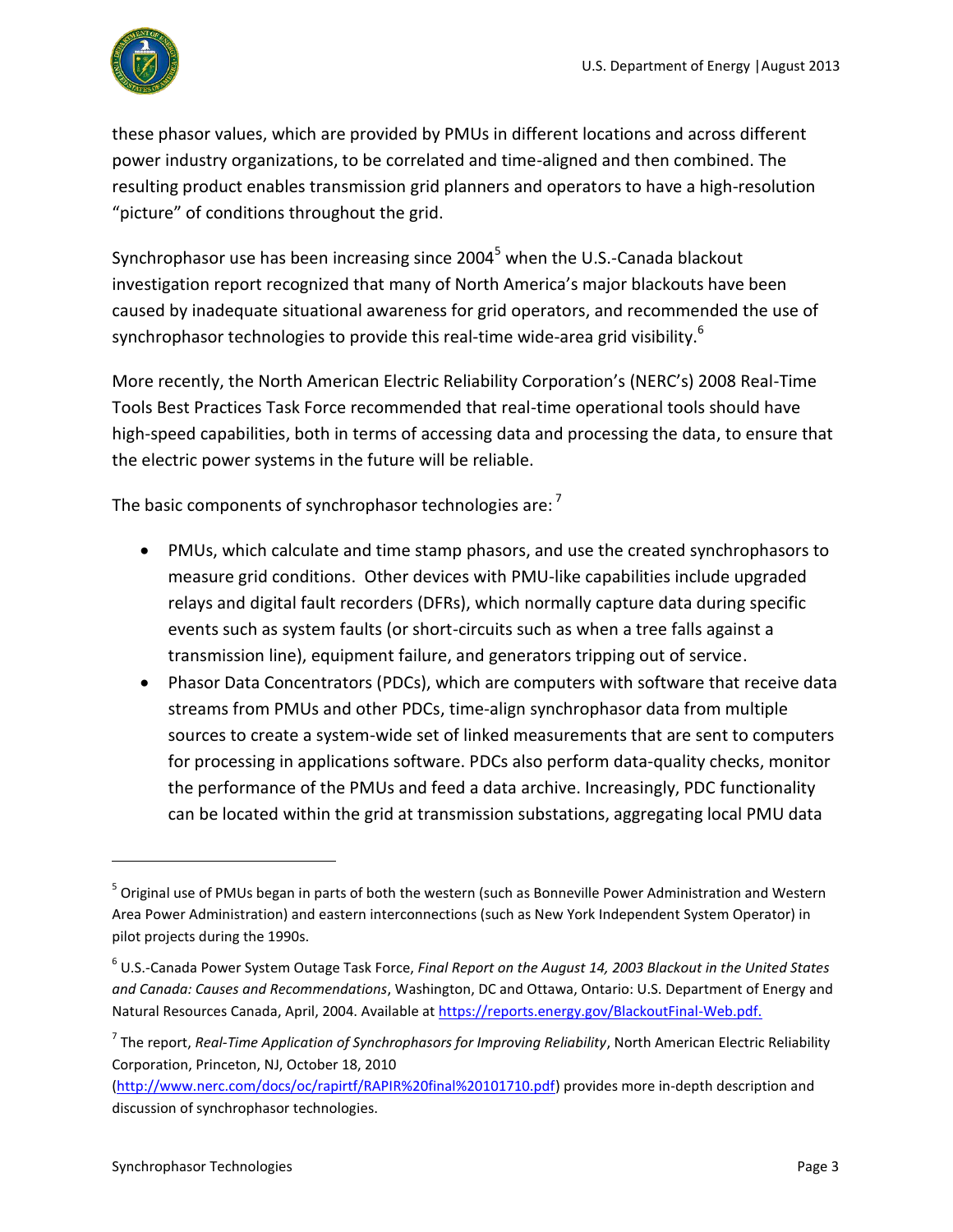these phasor values, which are provided by PMUs in different locations and across different power industry organizations, to be correlated and time-aligned and then combined. The resulting product enables transmission grid planners and operators to have a high-resolution "picture" of conditions throughout the grid.

Synchrophasor use has been increasing since 2004[5] when the U.S.-Canada blackout investigation report recognized that many of North America's major blackouts have been caused by inadequate situational awareness for grid operators, and recommended the use of synchrophasor technologies to provide this real-time wide-area grid visibility.[6]

More recently, the North American Electric Reliability Corporation's (NERC's) 2008 Real-Time Tools Best Practices Task Force recommended that real-time operational tools should have high-speed capabilities, both in terms of accessing data and processing the data, to ensure that the electric power systems in the future will be reliable.

The basic components of synchrophasor technologies are: [7]

- PMUs, which calculate and time stamp phasors, and use the created synchrophasors to measure grid conditions. Other devices with PMU-like capabilities include upgraded relays and digital fault recorders (DFRs), which normally capture data during specific events such as system faults (or short-circuits such as when a tree falls against a transmission line), equipment failure, and generators tripping out of service.
- Phasor Data Concentrators (PDCs), which are computers with software that receive data streams from PMUs and other PDCs, time-align synchrophasor data from multiple sources to create a system-wide set of linked measurements that are sent to computers for processing in applications software. PDCs also perform data-quality checks, monitor the performance of the PMUs and feed a data archive. Increasingly, PDC functionality can be located within the grid at transmission substations, aggregating local PMU data

---

[5] Original use of PMUs began in parts of both the western (such as Bonneville Power Administration and Western Area Power Administration) and eastern interconnections (such as New York Independent System Operator) in pilot projects during the 1990s.

[6] U.S.-Canada Power System Outage Task Force, *Final Report on the August 14, 2003 Blackout in the United States and Canada: Causes and Recommendations*, Washington, DC and Ottawa, Ontario: U.S. Department of Energy and Natural Resources Canada, April, 2004. Available at https://reports.energy.gov/BlackoutFinal-Web.pdf.

[7] The report, *Real-Time Application of Synchrophasors for Improving Reliability*, North American Electric Reliability Corporation, Princeton, NJ, October 18, 2010 (http://www.nerc.com/docs/oc/rapirtf/RAPIR%20final%20101710.pdf) provides more in-depth description and discussion of synchrophasor technologies.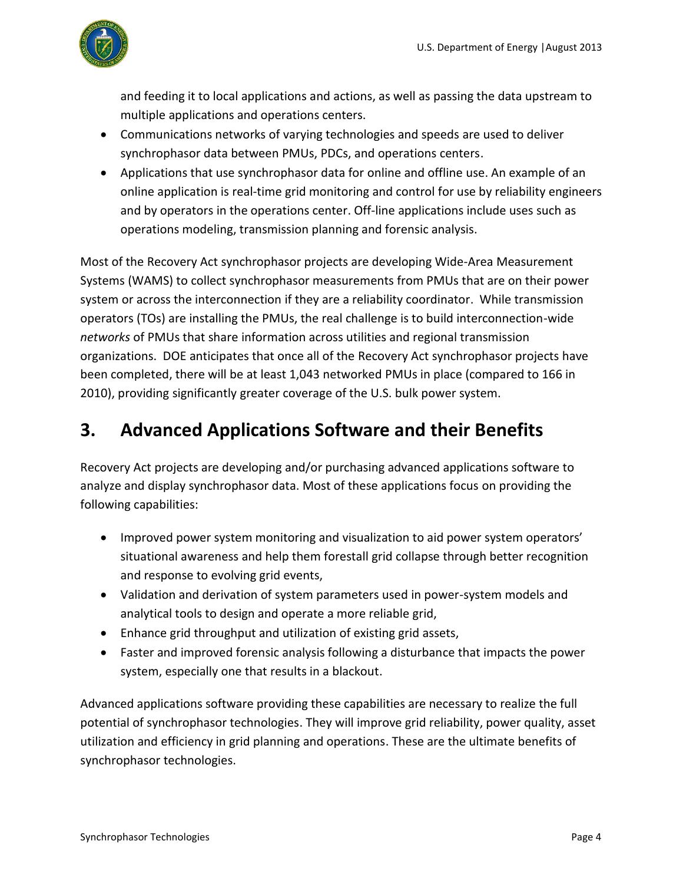and feeding it to local applications and actions, as well as passing the data upstream to multiple applications and operations centers.

- Communications networks of varying technologies and speeds are used to deliver synchrophasor data between PMUs, PDCs, and operations centers.
- Applications that use synchrophasor data for online and offline use. An example of an online application is real-time grid monitoring and control for use by reliability engineers and by operators in the operations center. Off-line applications include uses such as operations modeling, transmission planning and forensic analysis.

Most of the Recovery Act synchrophasor projects are developing Wide-Area Measurement Systems (WAMS) to collect synchrophasor measurements from PMUs that are on their power system or across the interconnection if they are a reliability coordinator. While transmission operators (TOs) are installing the PMUs, the real challenge is to build interconnection-wide *networks* of PMUs that share information across utilities and regional transmission organizations. DOE anticipates that once all of the Recovery Act synchrophasor projects have been completed, there will be at least 1,043 networked PMUs in place (compared to 166 in 2010), providing significantly greater coverage of the U.S. bulk power system.

## 3. Advanced Applications Software and their Benefits

Recovery Act projects are developing and/or purchasing advanced applications software to analyze and display synchrophasor data. Most of these applications focus on providing the following capabilities:

- Improved power system monitoring and visualization to aid power system operators' situational awareness and help them forestall grid collapse through better recognition and response to evolving grid events,
- Validation and derivation of system parameters used in power-system models and analytical tools to design and operate a more reliable grid,
- Enhance grid throughput and utilization of existing grid assets,
- Faster and improved forensic analysis following a disturbance that impacts the power system, especially one that results in a blackout.

Advanced applications software providing these capabilities are necessary to realize the full potential of synchrophasor technologies. They will improve grid reliability, power quality, asset utilization and efficiency in grid planning and operations. These are the ultimate benefits of synchrophasor technologies.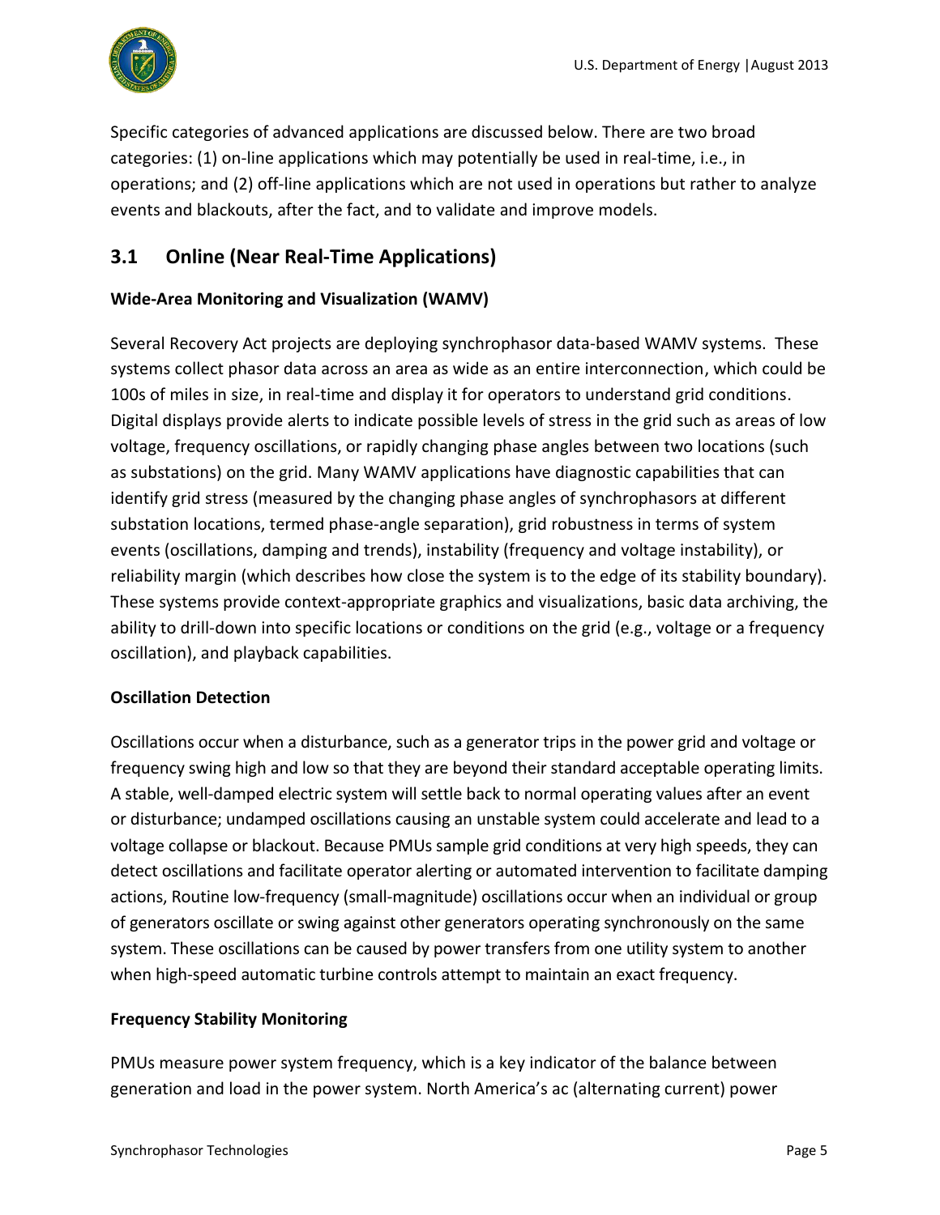Specific categories of advanced applications are discussed below. There are two broad categories: (1) on-line applications which may potentially be used in real-time, i.e., in operations; and (2) off-line applications which are not used in operations but rather to analyze events and blackouts, after the fact, and to validate and improve models.

## 3.1 Online (Near Real-Time Applications)

**Wide-Area Monitoring and Visualization (WAMV)**

Several Recovery Act projects are deploying synchrophasor data-based WAMV systems. These systems collect phasor data across an area as wide as an entire interconnection, which could be 100s of miles in size, in real-time and display it for operators to understand grid conditions. Digital displays provide alerts to indicate possible levels of stress in the grid such as areas of low voltage, frequency oscillations, or rapidly changing phase angles between two locations (such as substations) on the grid. Many WAMV applications have diagnostic capabilities that can identify grid stress (measured by the changing phase angles of synchrophasors at different substation locations, termed phase-angle separation), grid robustness in terms of system events (oscillations, damping and trends), instability (frequency and voltage instability), or reliability margin (which describes how close the system is to the edge of its stability boundary). These systems provide context-appropriate graphics and visualizations, basic data archiving, the ability to drill-down into specific locations or conditions on the grid (e.g., voltage or a frequency oscillation), and playback capabilities.

**Oscillation Detection**

Oscillations occur when a disturbance, such as a generator trips in the power grid and voltage or frequency swing high and low so that they are beyond their standard acceptable operating limits. A stable, well-damped electric system will settle back to normal operating values after an event or disturbance; undamped oscillations causing an unstable system could accelerate and lead to a voltage collapse or blackout. Because PMUs sample grid conditions at very high speeds, they can detect oscillations and facilitate operator alerting or automated intervention to facilitate damping actions, Routine low-frequency (small-magnitude) oscillations occur when an individual or group of generators oscillate or swing against other generators operating synchronously on the same system. These oscillations can be caused by power transfers from one utility system to another when high-speed automatic turbine controls attempt to maintain an exact frequency.

**Frequency Stability Monitoring**

PMUs measure power system frequency, which is a key indicator of the balance between generation and load in the power system. North America's ac (alternating current) power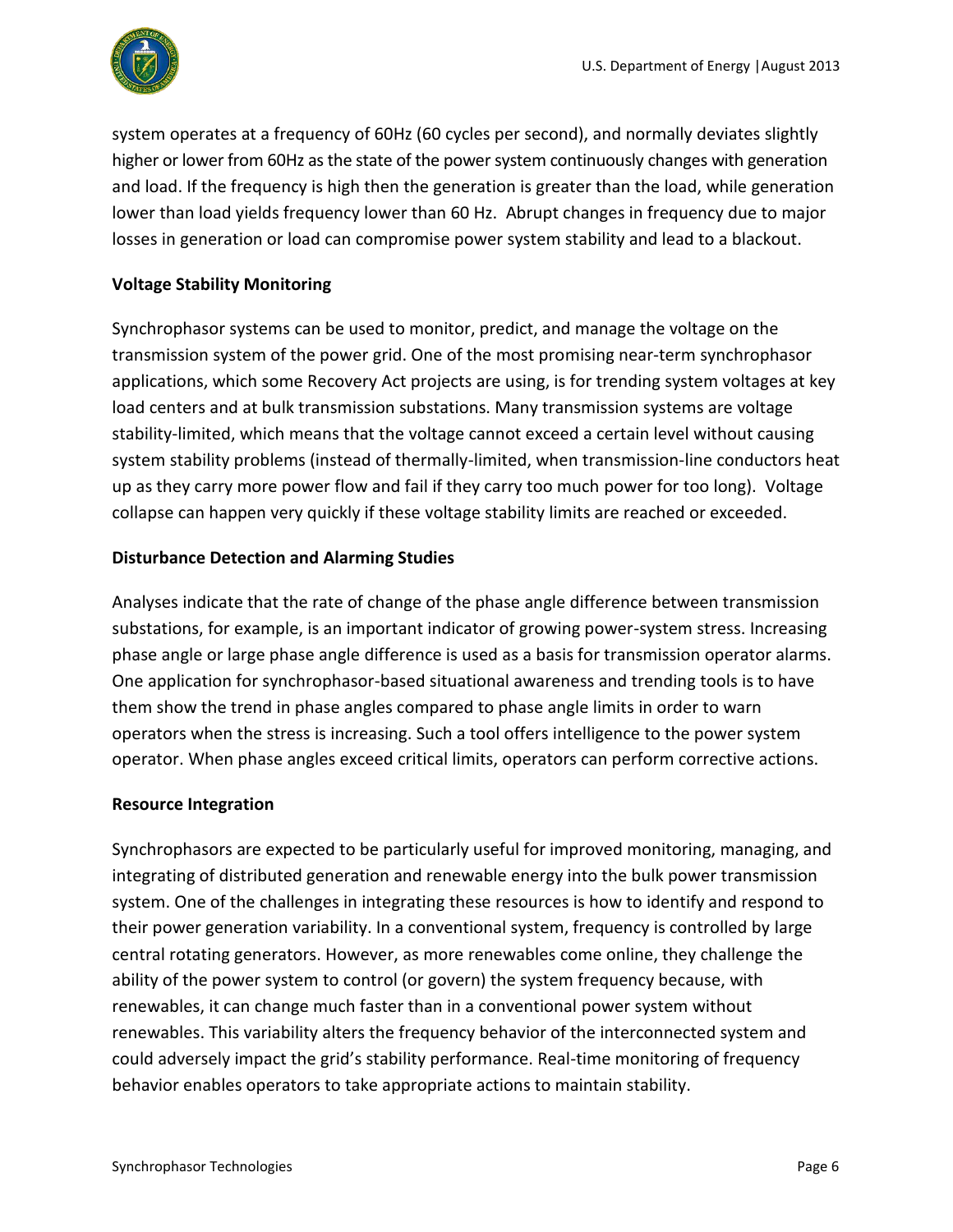system operates at a frequency of 60Hz (60 cycles per second), and normally deviates slightly higher or lower from 60Hz as the state of the power system continuously changes with generation and load. If the frequency is high then the generation is greater than the load, while generation lower than load yields frequency lower than 60 Hz. Abrupt changes in frequency due to major losses in generation or load can compromise power system stability and lead to a blackout.

**Voltage Stability Monitoring**

Synchrophasor systems can be used to monitor, predict, and manage the voltage on the transmission system of the power grid. One of the most promising near-term synchrophasor applications, which some Recovery Act projects are using, is for trending system voltages at key load centers and at bulk transmission substations. Many transmission systems are voltage stability-limited, which means that the voltage cannot exceed a certain level without causing system stability problems (instead of thermally-limited, when transmission-line conductors heat up as they carry more power flow and fail if they carry too much power for too long). Voltage collapse can happen very quickly if these voltage stability limits are reached or exceeded.

**Disturbance Detection and Alarming Studies**

Analyses indicate that the rate of change of the phase angle difference between transmission substations, for example, is an important indicator of growing power-system stress. Increasing phase angle or large phase angle difference is used as a basis for transmission operator alarms. One application for synchrophasor-based situational awareness and trending tools is to have them show the trend in phase angles compared to phase angle limits in order to warn operators when the stress is increasing. Such a tool offers intelligence to the power system operator. When phase angles exceed critical limits, operators can perform corrective actions.

**Resource Integration**

Synchrophasors are expected to be particularly useful for improved monitoring, managing, and integrating of distributed generation and renewable energy into the bulk power transmission system. One of the challenges in integrating these resources is how to identify and respond to their power generation variability. In a conventional system, frequency is controlled by large central rotating generators. However, as more renewables come online, they challenge the ability of the power system to control (or govern) the system frequency because, with renewables, it can change much faster than in a conventional power system without renewables. This variability alters the frequency behavior of the interconnected system and could adversely impact the grid's stability performance. Real-time monitoring of frequency behavior enables operators to take appropriate actions to maintain stability.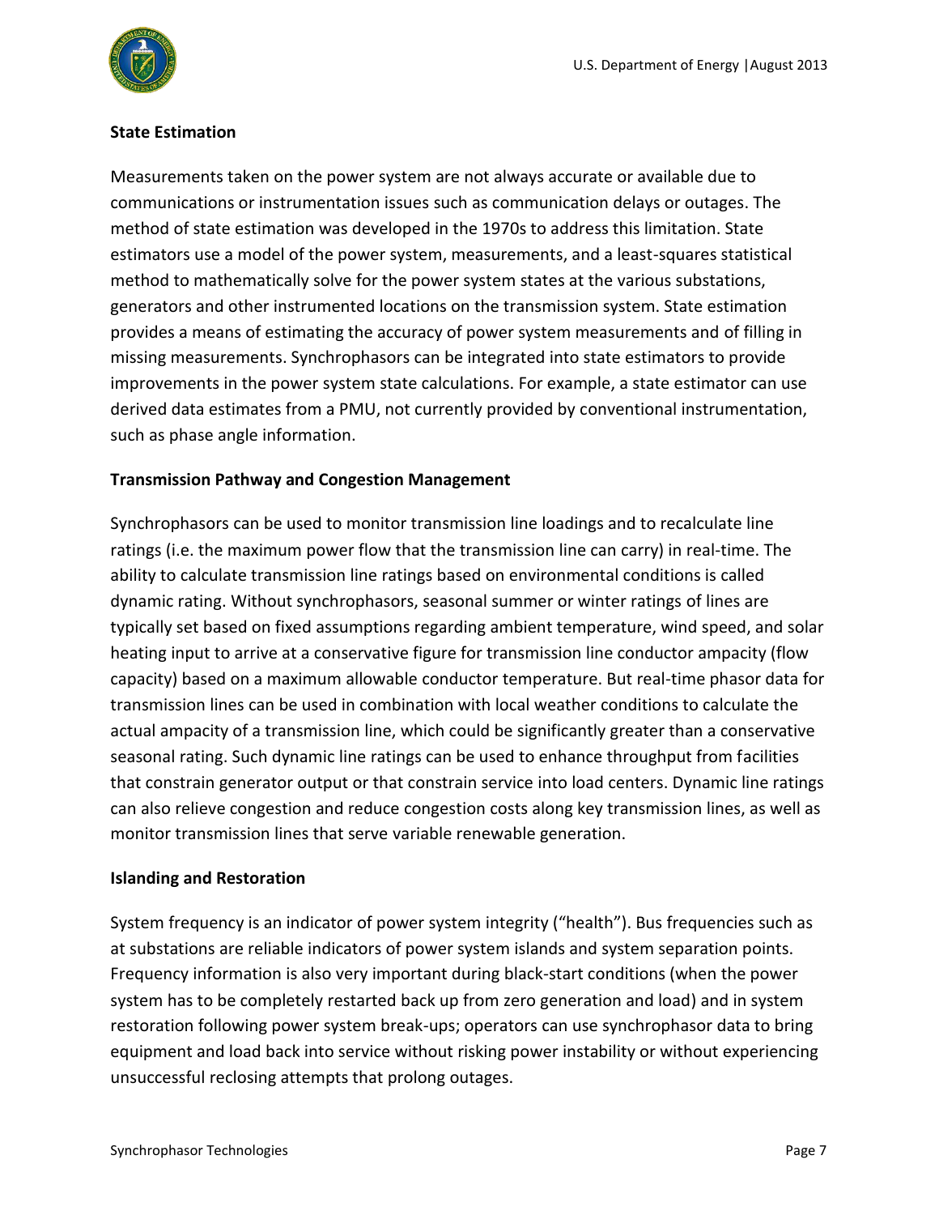**State Estimation**

Measurements taken on the power system are not always accurate or available due to communications or instrumentation issues such as communication delays or outages. The method of state estimation was developed in the 1970s to address this limitation. State estimators use a model of the power system, measurements, and a least-squares statistical method to mathematically solve for the power system states at the various substations, generators and other instrumented locations on the transmission system. State estimation provides a means of estimating the accuracy of power system measurements and of filling in missing measurements. Synchrophasors can be integrated into state estimators to provide improvements in the power system state calculations. For example, a state estimator can use derived data estimates from a PMU, not currently provided by conventional instrumentation, such as phase angle information.

**Transmission Pathway and Congestion Management**

Synchrophasors can be used to monitor transmission line loadings and to recalculate line ratings (i.e. the maximum power flow that the transmission line can carry) in real-time. The ability to calculate transmission line ratings based on environmental conditions is called dynamic rating. Without synchrophasors, seasonal summer or winter ratings of lines are typically set based on fixed assumptions regarding ambient temperature, wind speed, and solar heating input to arrive at a conservative figure for transmission line conductor ampacity (flow capacity) based on a maximum allowable conductor temperature. But real-time phasor data for transmission lines can be used in combination with local weather conditions to calculate the actual ampacity of a transmission line, which could be significantly greater than a conservative seasonal rating. Such dynamic line ratings can be used to enhance throughput from facilities that constrain generator output or that constrain service into load centers. Dynamic line ratings can also relieve congestion and reduce congestion costs along key transmission lines, as well as monitor transmission lines that serve variable renewable generation.

**Islanding and Restoration**

System frequency is an indicator of power system integrity ("health"). Bus frequencies such as at substations are reliable indicators of power system islands and system separation points. Frequency information is also very important during black-start conditions (when the power system has to be completely restarted back up from zero generation and load) and in system restoration following power system break-ups; operators can use synchrophasor data to bring equipment and load back into service without risking power instability or without experiencing unsuccessful reclosing attempts that prolong outages.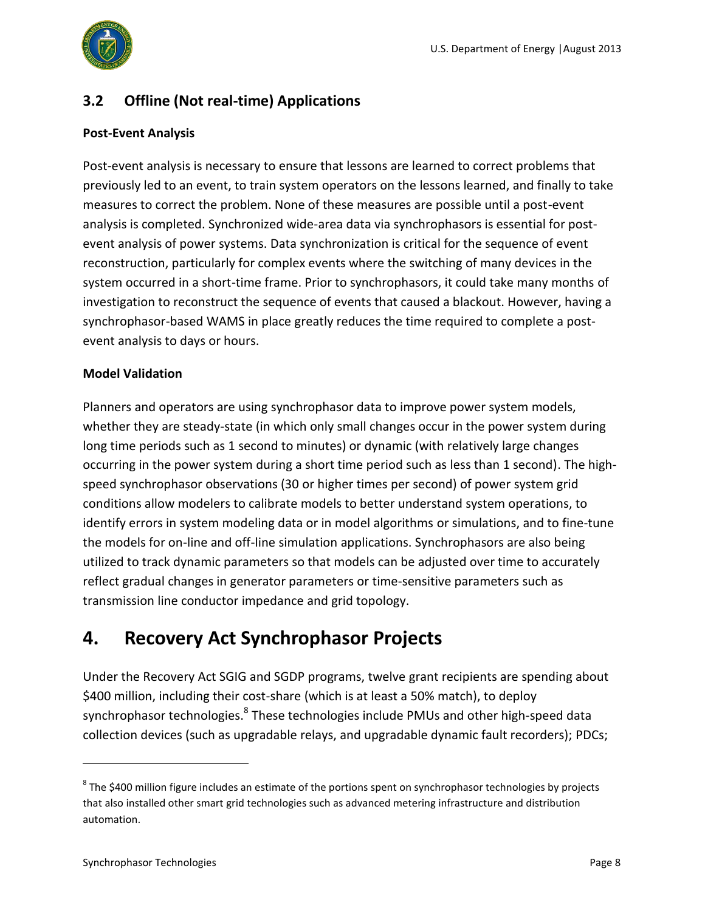## 3.2 Offline (Not real-time) Applications

**Post-Event Analysis**

Post-event analysis is necessary to ensure that lessons are learned to correct problems that previously led to an event, to train system operators on the lessons learned, and finally to take measures to correct the problem. None of these measures are possible until a post-event analysis is completed. Synchronized wide-area data via synchrophasors is essential for post-event analysis of power systems. Data synchronization is critical for the sequence of event reconstruction, particularly for complex events where the switching of many devices in the system occurred in a short-time frame. Prior to synchrophasors, it could take many months of investigation to reconstruct the sequence of events that caused a blackout. However, having a synchrophasor-based WAMS in place greatly reduces the time required to complete a post-event analysis to days or hours.

**Model Validation**

Planners and operators are using synchrophasor data to improve power system models, whether they are steady-state (in which only small changes occur in the power system during long time periods such as 1 second to minutes) or dynamic (with relatively large changes occurring in the power system during a short time period such as less than 1 second). The high-speed synchrophasor observations (30 or higher times per second) of power system grid conditions allow modelers to calibrate models to better understand system operations, to identify errors in system modeling data or in model algorithms or simulations, and to fine-tune the models for on-line and off-line simulation applications. Synchrophasors are also being utilized to track dynamic parameters so that models can be adjusted over time to accurately reflect gradual changes in generator parameters or time-sensitive parameters such as transmission line conductor impedance and grid topology.

# 4. Recovery Act Synchrophasor Projects

Under the Recovery Act SGIG and SGDP programs, twelve grant recipients are spending about $400 million, including their cost-share (which is at least a 50% match), to deploy synchrophasor technologies.[8] These technologies include PMUs and other high-speed data collection devices (such as upgradable relays, and upgradable dynamic fault recorders); PDCs;

[8] The $400 million figure includes an estimate of the portions spent on synchrophasor technologies by projects that also installed other smart grid technologies such as advanced metering infrastructure and distribution automation.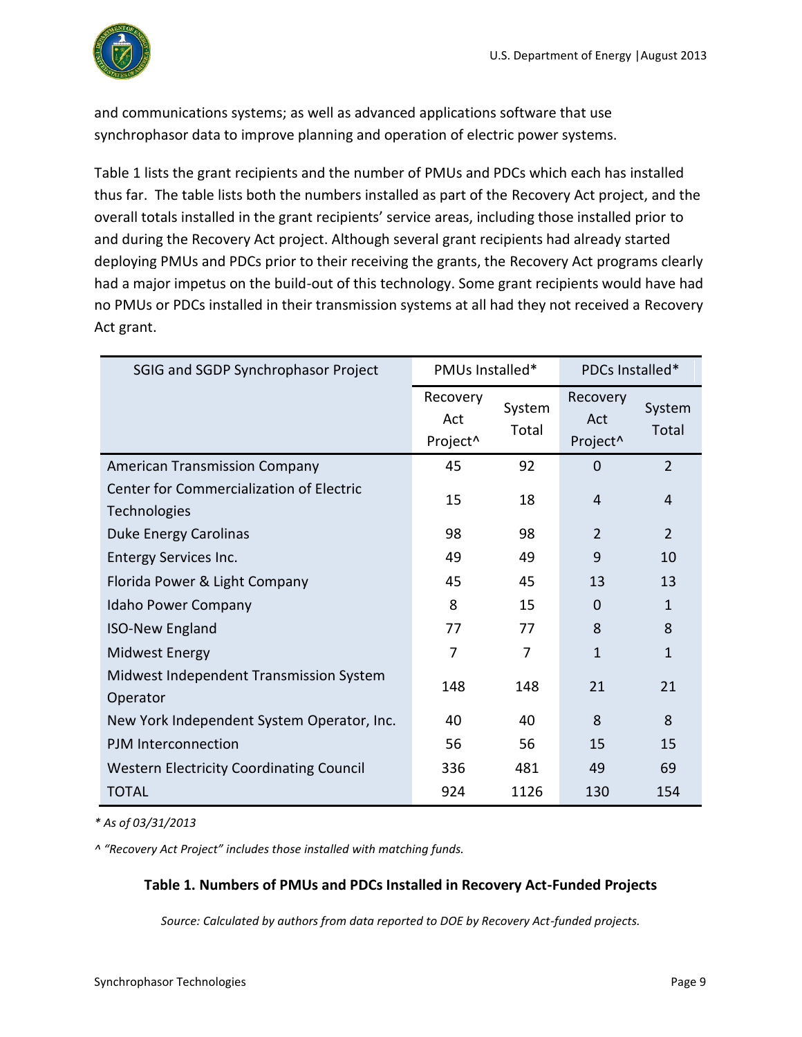and communications systems; as well as advanced applications software that use synchrophasor data to improve planning and operation of electric power systems.

Table 1 lists the grant recipients and the number of PMUs and PDCs which each has installed thus far. The table lists both the numbers installed as part of the Recovery Act project, and the overall totals installed in the grant recipients' service areas, including those installed prior to and during the Recovery Act project. Although several grant recipients had already started deploying PMUs and PDCs prior to their receiving the grants, the Recovery Act programs clearly had a major impetus on the build-out of this technology. Some grant recipients would have had no PMUs or PDCs installed in their transmission systems at all had they not received a Recovery Act grant.

| SGIG and SGDP Synchrophasor Project | PMUs Installed* | | PDCs Installed* | |
|---|---|---|---|---|
| | Recovery Act Project^ | System Total | Recovery Act Project^ | System Total |
| American Transmission Company | 45 | 92 | 0 | 2 |
| Center for Commercialization of Electric Technologies | 15 | 18 | 4 | 4 |
| Duke Energy Carolinas | 98 | 98 | 2 | 2 |
| Entergy Services Inc. | 49 | 49 | 9 | 10 |
| Florida Power & Light Company | 45 | 45 | 13 | 13 |
| Idaho Power Company | 8 | 15 | 0 | 1 |
| ISO-New England | 77 | 77 | 8 | 8 |
| Midwest Energy | 7 | 7 | 1 | 1 |
| Midwest Independent Transmission System Operator | 148 | 148 | 21 | 21 |
| New York Independent System Operator, Inc. | 40 | 40 | 8 | 8 |
| PJM Interconnection | 56 | 56 | 15 | 15 |
| Western Electricity Coordinating Council | 336 | 481 | 49 | 69 |
| TOTAL | 924 | 1126 | 130 | 154 |

*\* As of 03/31/2013*

*^ "Recovery Act Project" includes those installed with matching funds.*

**Table 1. Numbers of PMUs and PDCs Installed in Recovery Act-Funded Projects**

*Source: Calculated by authors from data reported to DOE by Recovery Act-funded projects.*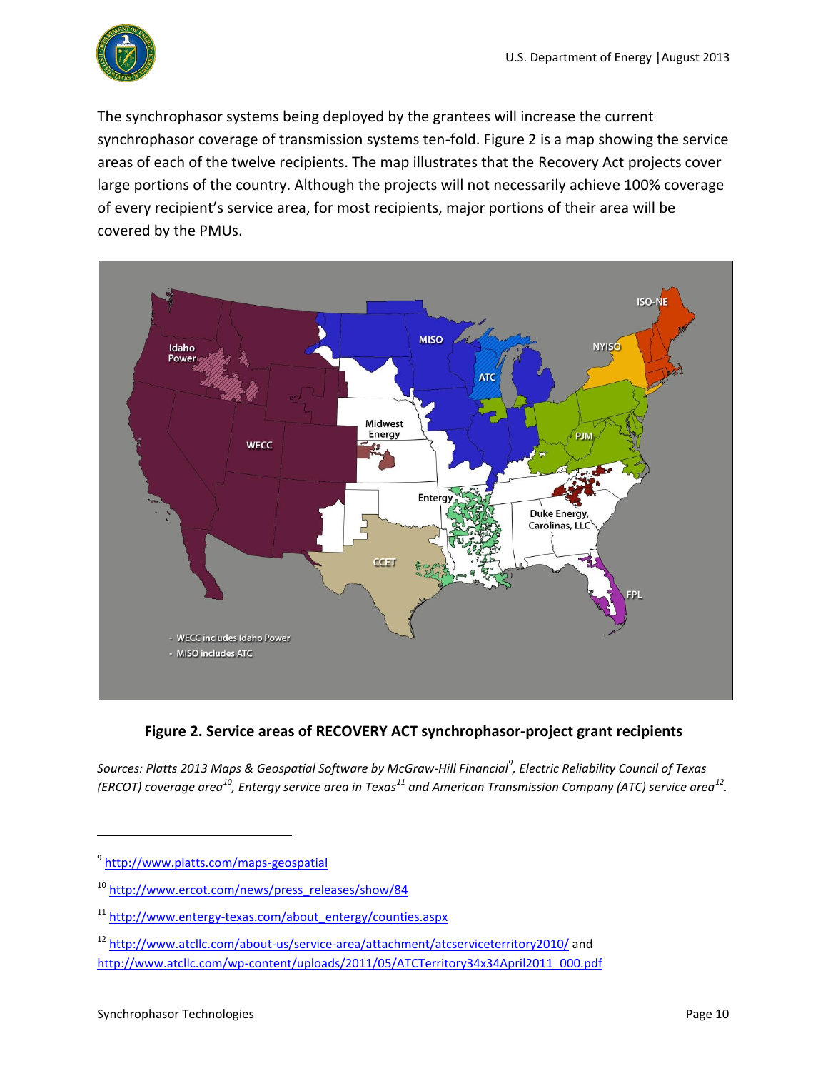The synchrophasor systems being deployed by the grantees will increase the current synchrophasor coverage of transmission systems ten-fold. Figure 2 is a map showing the service areas of each of the twelve recipients. The map illustrates that the Recovery Act projects cover large portions of the country. Although the projects will not necessarily achieve 100% coverage of every recipient's service area, for most recipients, major portions of their area will be covered by the PMUs.

Idaho Power
WECC
MISO
ATC
Midwest Energy
ISO-NE
NYISO
PJM
Entergy
Duke Energy, Carolinas, LLC
CCET
FPL
- WECC includes Idaho Power
- MISO includes ATC

**Figure 2. Service areas of RECOVERY ACT synchrophasor-project grant recipients**

*Sources: Platts 2013 Maps & Geospatial Software by McGraw-Hill Financial[9], Electric Reliability Council of Texas (ERCOT) coverage area[10], Entergy service area in Texas[11] and American Transmission Company (ATC) service area[12].*

---

[9] http://www.platts.com/maps-geospatial

[10] http://www.ercot.com/news/press_releases/show/84

[11] http://www.entergy-texas.com/about_entergy/counties.aspx

[12] http://www.atcllc.com/about-us/service-area/attachment/atcserviceterritory2010/ and http://www.atcllc.com/wp-content/uploads/2011/05/ATCTerritory34x34April2011_000.pdf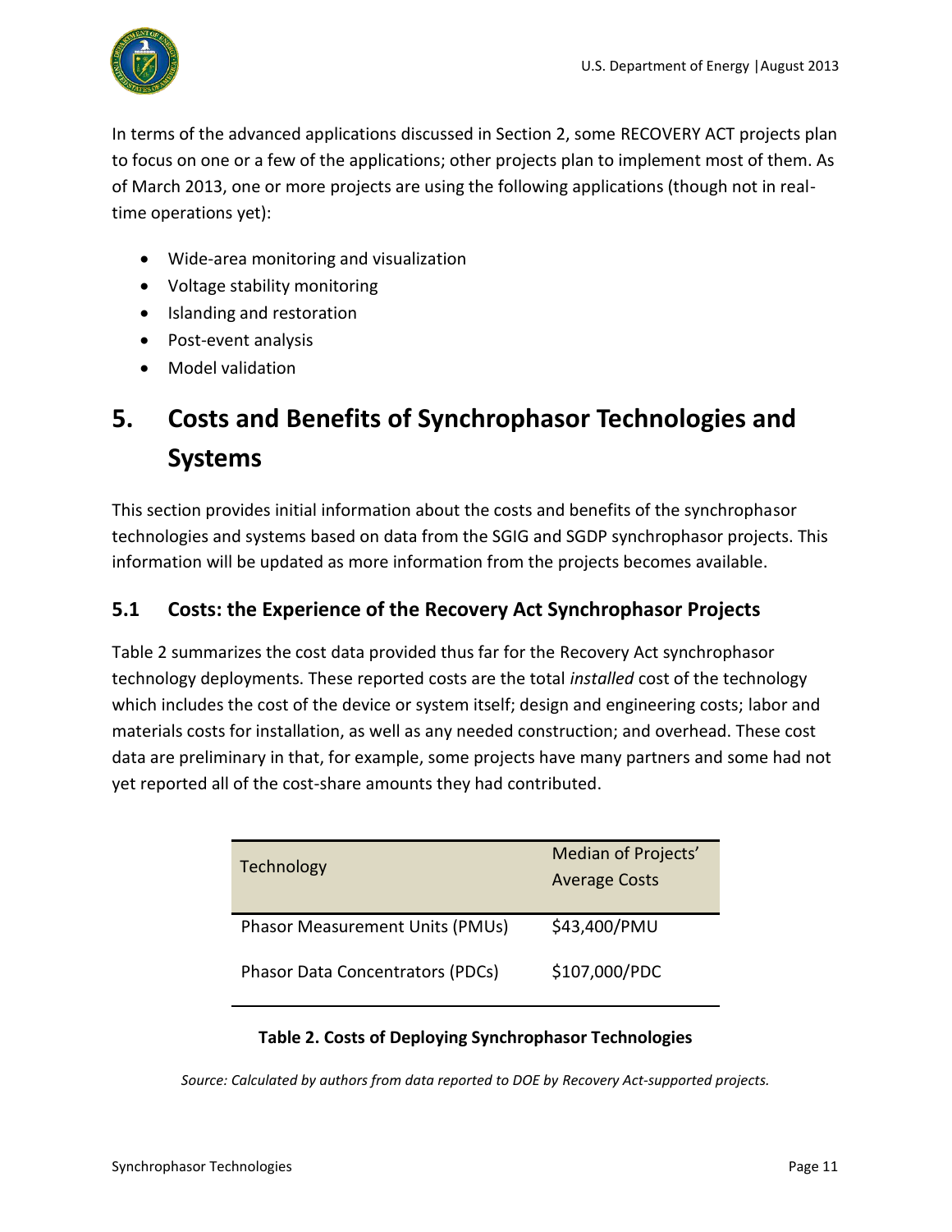In terms of the advanced applications discussed in Section 2, some RECOVERY ACT projects plan to focus on one or a few of the applications; other projects plan to implement most of them. As of March 2013, one or more projects are using the following applications (though not in real-time operations yet):

- Wide-area monitoring and visualization
- Voltage stability monitoring
- Islanding and restoration
- Post-event analysis
- Model validation

# 5. Costs and Benefits of Synchrophasor Technologies and Systems

This section provides initial information about the costs and benefits of the synchrophasor technologies and systems based on data from the SGIG and SGDP synchrophasor projects. This information will be updated as more information from the projects becomes available.

## 5.1 Costs: the Experience of the Recovery Act Synchrophasor Projects

Table 2 summarizes the cost data provided thus far for the Recovery Act synchrophasor technology deployments. These reported costs are the total *installed* cost of the technology which includes the cost of the device or system itself; design and engineering costs; labor and materials costs for installation, as well as any needed construction; and overhead. These cost data are preliminary in that, for example, some projects have many partners and some had not yet reported all of the cost-share amounts they had contributed.

| Technology | Median of Projects' Average Costs |
|---|---|
| Phasor Measurement Units (PMUs) | $43,400/PMU |
| Phasor Data Concentrators (PDCs) | $107,000/PDC |

**Table 2. Costs of Deploying Synchrophasor Technologies**

*Source: Calculated by authors from data reported to DOE by Recovery Act-supported projects.*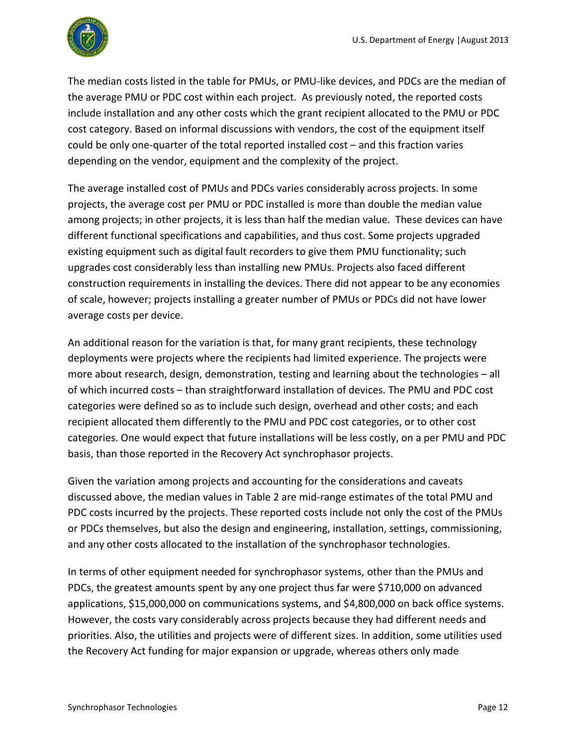The median costs listed in the table for PMUs, or PMU-like devices, and PDCs are the median of the average PMU or PDC cost within each project. As previously noted, the reported costs include installation and any other costs which the grant recipient allocated to the PMU or PDC cost category. Based on informal discussions with vendors, the cost of the equipment itself could be only one-quarter of the total reported installed cost – and this fraction varies depending on the vendor, equipment and the complexity of the project.

The average installed cost of PMUs and PDCs varies considerably across projects. In some projects, the average cost per PMU or PDC installed is more than double the median value among projects; in other projects, it is less than half the median value. These devices can have different functional specifications and capabilities, and thus cost. Some projects upgraded existing equipment such as digital fault recorders to give them PMU functionality; such upgrades cost considerably less than installing new PMUs. Projects also faced different construction requirements in installing the devices. There did not appear to be any economies of scale, however; projects installing a greater number of PMUs or PDCs did not have lower average costs per device.

An additional reason for the variation is that, for many grant recipients, these technology deployments were projects where the recipients had limited experience. The projects were more about research, design, demonstration, testing and learning about the technologies – all of which incurred costs – than straightforward installation of devices. The PMU and PDC cost categories were defined so as to include such design, overhead and other costs; and each recipient allocated them differently to the PMU and PDC cost categories, or to other cost categories. One would expect that future installations will be less costly, on a per PMU and PDC basis, than those reported in the Recovery Act synchrophasor projects.

Given the variation among projects and accounting for the considerations and caveats discussed above, the median values in Table 2 are mid-range estimates of the total PMU and PDC costs incurred by the projects. These reported costs include not only the cost of the PMUs or PDCs themselves, but also the design and engineering, installation, settings, commissioning, and any other costs allocated to the installation of the synchrophasor technologies.

In terms of other equipment needed for synchrophasor systems, other than the PMUs and PDCs, the greatest amounts spent by any one project thus far were $710,000 on advanced applications, $15,000,000 on communications systems, and $4,800,000 on back office systems. However, the costs vary considerably across projects because they had different needs and priorities. Also, the utilities and projects were of different sizes. In addition, some utilities used the Recovery Act funding for major expansion or upgrade, whereas others only made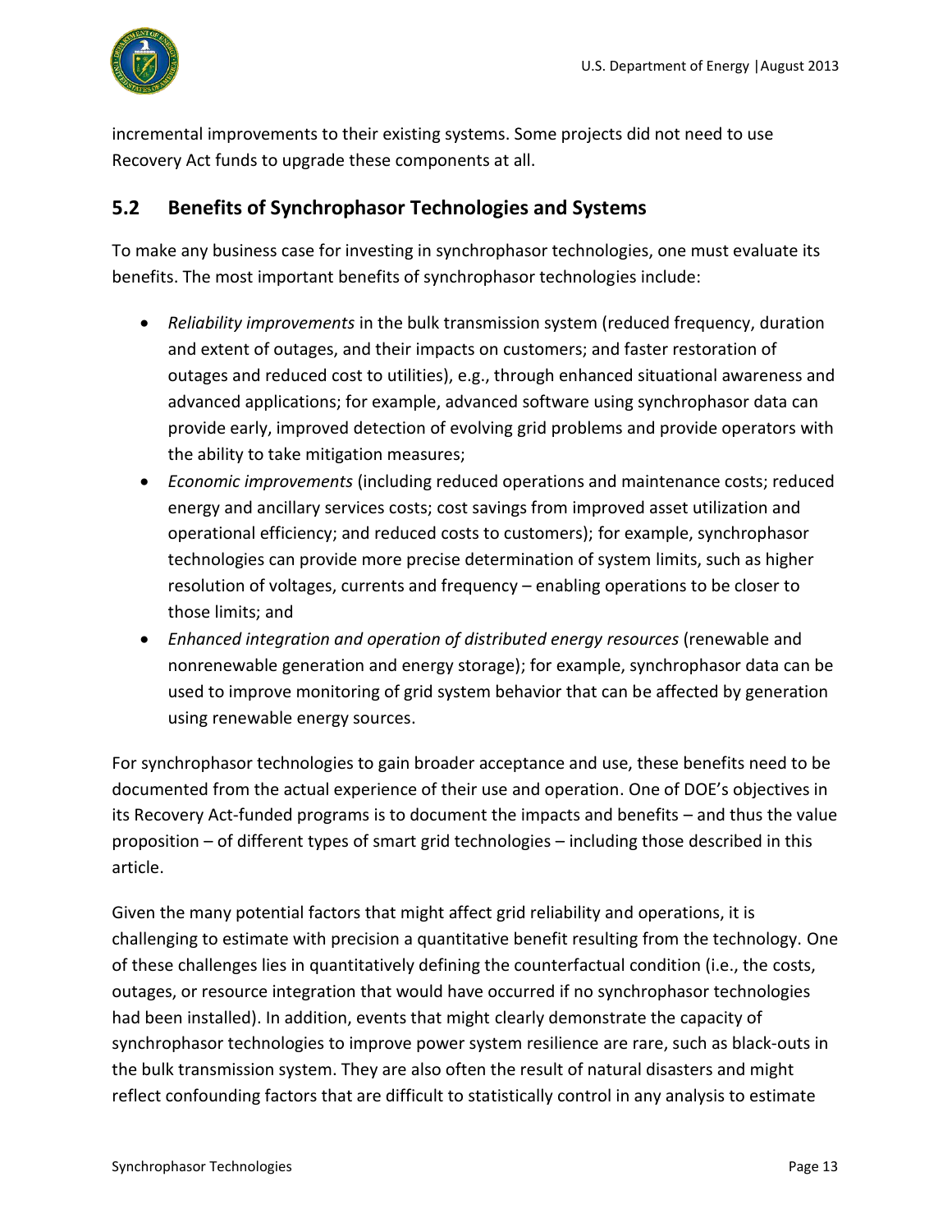incremental improvements to their existing systems. Some projects did not need to use Recovery Act funds to upgrade these components at all.

## 5.2 Benefits of Synchrophasor Technologies and Systems

To make any business case for investing in synchrophasor technologies, one must evaluate its benefits. The most important benefits of synchrophasor technologies include:

- *Reliability improvements* in the bulk transmission system (reduced frequency, duration and extent of outages, and their impacts on customers; and faster restoration of outages and reduced cost to utilities), e.g., through enhanced situational awareness and advanced applications; for example, advanced software using synchrophasor data can provide early, improved detection of evolving grid problems and provide operators with the ability to take mitigation measures;
- *Economic improvements* (including reduced operations and maintenance costs; reduced energy and ancillary services costs; cost savings from improved asset utilization and operational efficiency; and reduced costs to customers); for example, synchrophasor technologies can provide more precise determination of system limits, such as higher resolution of voltages, currents and frequency – enabling operations to be closer to those limits; and
- *Enhanced integration and operation of distributed energy resources* (renewable and nonrenewable generation and energy storage); for example, synchrophasor data can be used to improve monitoring of grid system behavior that can be affected by generation using renewable energy sources.

For synchrophasor technologies to gain broader acceptance and use, these benefits need to be documented from the actual experience of their use and operation. One of DOE's objectives in its Recovery Act-funded programs is to document the impacts and benefits – and thus the value proposition – of different types of smart grid technologies – including those described in this article.

Given the many potential factors that might affect grid reliability and operations, it is challenging to estimate with precision a quantitative benefit resulting from the technology. One of these challenges lies in quantitatively defining the counterfactual condition (i.e., the costs, outages, or resource integration that would have occurred if no synchrophasor technologies had been installed). In addition, events that might clearly demonstrate the capacity of synchrophasor technologies to improve power system resilience are rare, such as black-outs in the bulk transmission system. They are also often the result of natural disasters and might reflect confounding factors that are difficult to statistically control in any analysis to estimate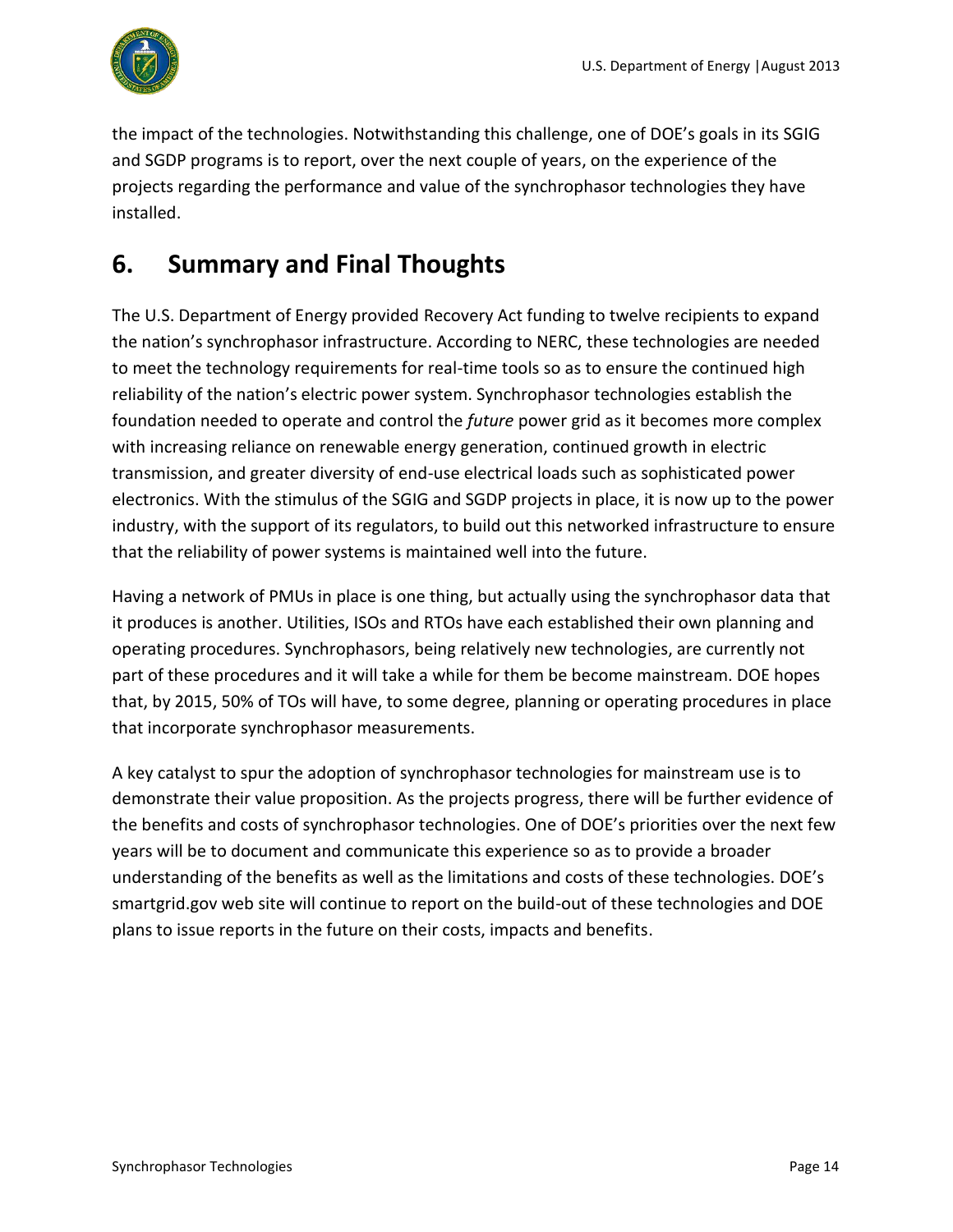the impact of the technologies. Notwithstanding this challenge, one of DOE's goals in its SGIG and SGDP programs is to report, over the next couple of years, on the experience of the projects regarding the performance and value of the synchrophasor technologies they have installed.

# 6. Summary and Final Thoughts

The U.S. Department of Energy provided Recovery Act funding to twelve recipients to expand the nation's synchrophasor infrastructure. According to NERC, these technologies are needed to meet the technology requirements for real-time tools so as to ensure the continued high reliability of the nation's electric power system. Synchrophasor technologies establish the foundation needed to operate and control the *future* power grid as it becomes more complex with increasing reliance on renewable energy generation, continued growth in electric transmission, and greater diversity of end-use electrical loads such as sophisticated power electronics. With the stimulus of the SGIG and SGDP projects in place, it is now up to the power industry, with the support of its regulators, to build out this networked infrastructure to ensure that the reliability of power systems is maintained well into the future.

Having a network of PMUs in place is one thing, but actually using the synchrophasor data that it produces is another. Utilities, ISOs and RTOs have each established their own planning and operating procedures. Synchrophasors, being relatively new technologies, are currently not part of these procedures and it will take a while for them be become mainstream. DOE hopes that, by 2015, 50% of TOs will have, to some degree, planning or operating procedures in place that incorporate synchrophasor measurements.

A key catalyst to spur the adoption of synchrophasor technologies for mainstream use is to demonstrate their value proposition. As the projects progress, there will be further evidence of the benefits and costs of synchrophasor technologies. One of DOE's priorities over the next few years will be to document and communicate this experience so as to provide a broader understanding of the benefits as well as the limitations and costs of these technologies. DOE's smartgrid.gov web site will continue to report on the build-out of these technologies and DOE plans to issue reports in the future on their costs, impacts and benefits.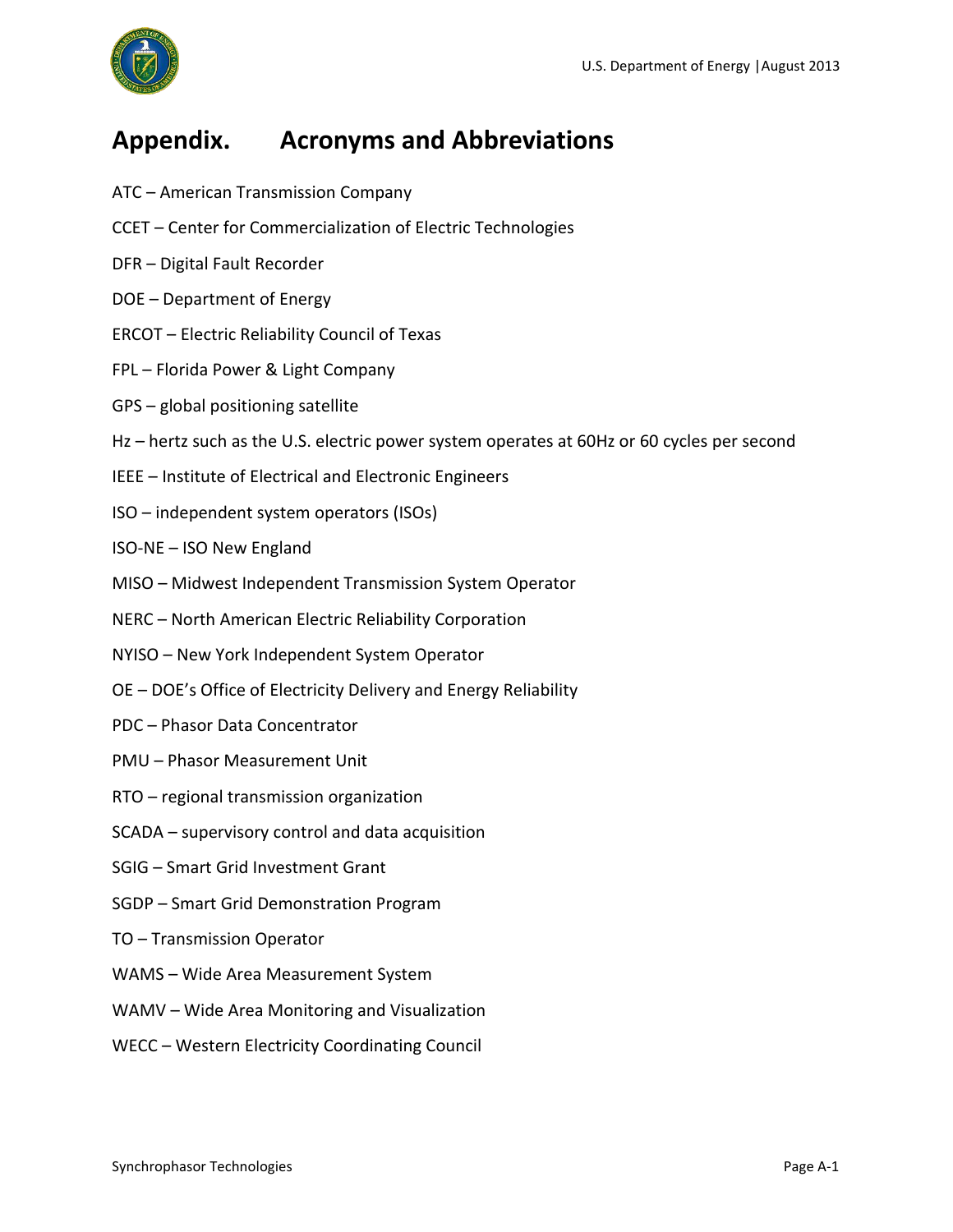# Appendix. Acronyms and Abbreviations

ATC – American Transmission Company

CCET – Center for Commercialization of Electric Technologies

DFR – Digital Fault Recorder

DOE – Department of Energy

ERCOT – Electric Reliability Council of Texas

FPL – Florida Power & Light Company

GPS – global positioning satellite

Hz – hertz such as the U.S. electric power system operates at 60Hz or 60 cycles per second

IEEE – Institute of Electrical and Electronic Engineers

ISO – independent system operators (ISOs)

ISO-NE – ISO New England

MISO – Midwest Independent Transmission System Operator

NERC – North American Electric Reliability Corporation

NYISO – New York Independent System Operator

OE – DOE's Office of Electricity Delivery and Energy Reliability

PDC – Phasor Data Concentrator

PMU – Phasor Measurement Unit

RTO – regional transmission organization

SCADA – supervisory control and data acquisition

SGIG – Smart Grid Investment Grant

SGDP – Smart Grid Demonstration Program

TO – Transmission Operator

WAMS – Wide Area Measurement System

WAMV – Wide Area Monitoring and Visualization

WECC – Western Electricity Coordinating Council